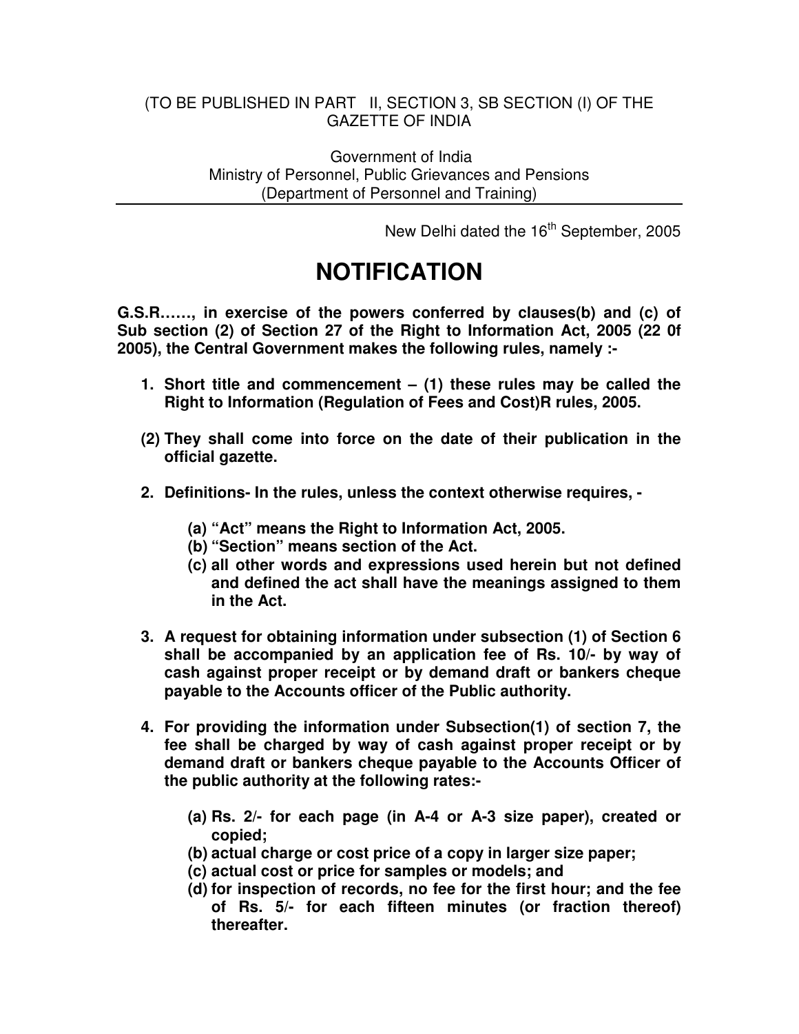(TO BE PUBLISHED IN PART II, SECTION 3, SB SECTION (I) OF THE GAZETTE OF INDIA

Government of India
Ministry of Personnel, Public Grievances and Pensions
(Department of Personnel and Training)

---

New Delhi dated the 16th September, 2005

# NOTIFICATION

**G.S.R……, in exercise of the powers conferred by clauses(b) and (c) of Sub section (2) of Section 27 of the Right to Information Act, 2005 (22 0f 2005), the Central Government makes the following rules, namely :-**

**1. Short title and commencement – (1) these rules may be called the Right to Information (Regulation of Fees and Cost)R rules, 2005.**

**(2) They shall come into force on the date of their publication in the official gazette.**

**2. Definitions- In the rules, unless the context otherwise requires, -**

- **(a) "Act" means the Right to Information Act, 2005.**
- **(b) "Section" means section of the Act.**
- **(c) all other words and expressions used herein but not defined and defined the act shall have the meanings assigned to them in the Act.**

**3. A request for obtaining information under subsection (1) of Section 6 shall be accompanied by an application fee of Rs. 10/- by way of cash against proper receipt or by demand draft or bankers cheque payable to the Accounts officer of the Public authority.**

**4. For providing the information under Subsection(1) of section 7, the fee shall be charged by way of cash against proper receipt or by demand draft or bankers cheque payable to the Accounts Officer of the public authority at the following rates:-**

- **(a) Rs. 2/- for each page (in A-4 or A-3 size paper), created or copied;**
- **(b) actual charge or cost price of a copy in larger size paper;**
- **(c) actual cost or price for samples or models; and**
- **(d) for inspection of records, no fee for the first hour; and the fee of Rs. 5/- for each fifteen minutes (or fraction thereof) thereafter.**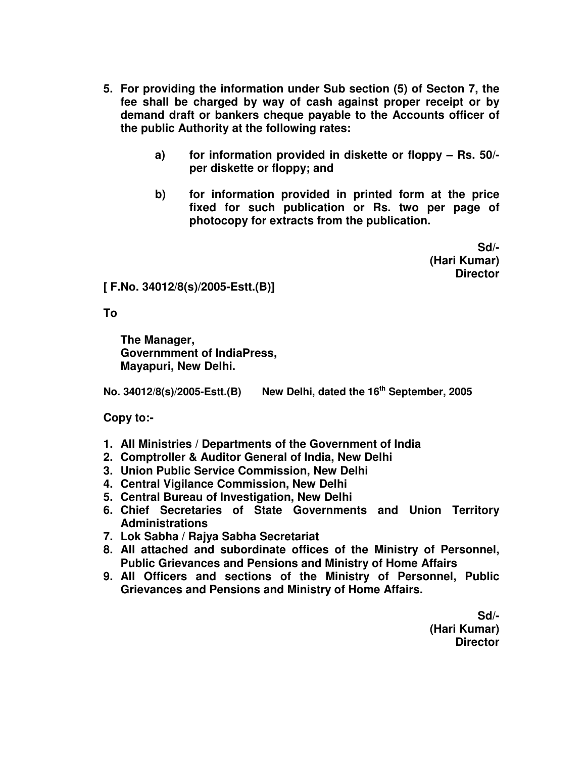5. **For providing the information under Sub section (5) of Secton 7, the fee shall be charged by way of cash against proper receipt or by demand draft or bankers cheque payable to the Accounts officer of the public Authority at the following rates:**

    a) **for information provided in diskette or floppy – Rs. 50/- per diskette or floppy; and**

    b) **for information provided in printed form at the price fixed for such publication or Rs. two per page of photocopy for extracts from the publication.**

**Sd/-**
**(Hari Kumar)**
**Director**

**[ F.No. 34012/8(s)/2005-Estt.(B)]**

**To**

**The Manager,**
**Governmment of IndiaPress,**
**Mayapuri, New Delhi.**

**No. 34012/8(s)/2005-Estt.(B)   New Delhi, dated the 16th September, 2005**

**Copy to:-**

1. **All Ministries / Departments of the Government of India**
2. **Comptroller & Auditor General of India, New Delhi**
3. **Union Public Service Commission, New Delhi**
4. **Central Vigilance Commission, New Delhi**
5. **Central Bureau of Investigation, New Delhi**
6. **Chief Secretaries of State Governments and Union Territory Administrations**
7. **Lok Sabha / Rajya Sabha Secretariat**
8. **All attached and subordinate offices of the Ministry of Personnel, Public Grievances and Pensions and Ministry of Home Affairs**
9. **All Officers and sections of the Ministry of Personnel, Public Grievances and Pensions and Ministry of Home Affairs.**

**Sd/-**
**(Hari Kumar)**
**Director**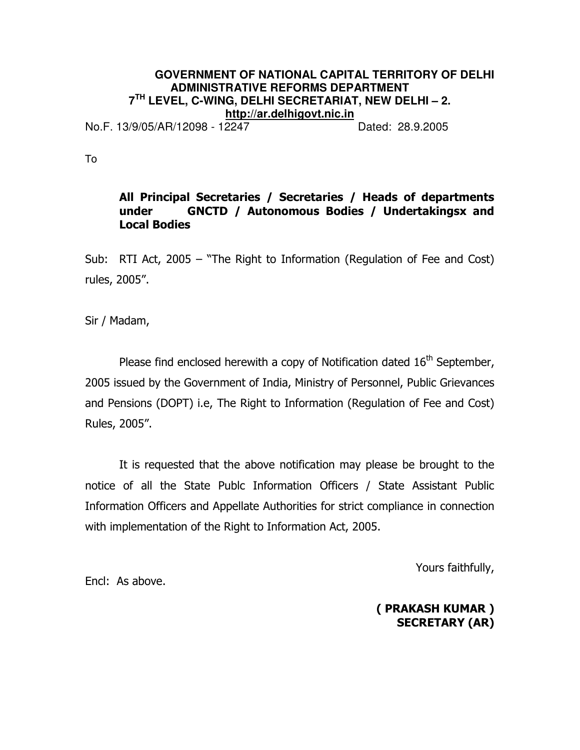**GOVERNMENT OF NATIONAL CAPITAL TERRITORY OF DELHI**
**ADMINISTRATIVE REFORMS DEPARTMENT**
**7TH LEVEL, C-WING, DELHI SECRETARIAT, NEW DELHI – 2.**
**http://ar.delhigovt.nic.in**

No.F. 13/9/05/AR/12098 - 12247 Dated: 28.9.2005

To

**All Principal Secretaries / Secretaries / Heads of departments under GNCTD / Autonomous Bodies / Undertakingsx and Local Bodies**

Sub: RTI Act, 2005 – "The Right to Information (Regulation of Fee and Cost) rules, 2005".

Sir / Madam,

Please find enclosed herewith a copy of Notification dated 16th September, 2005 issued by the Government of India, Ministry of Personnel, Public Grievances and Pensions (DOPT) i.e, The Right to Information (Regulation of Fee and Cost) Rules, 2005".

It is requested that the above notification may please be brought to the notice of all the State Publc Information Officers / State Assistant Public Information Officers and Appellate Authorities for strict compliance in connection with implementation of the Right to Information Act, 2005.

Yours faithfully,

Encl: As above.

**( PRAKASH KUMAR )**
**SECRETARY (AR)**